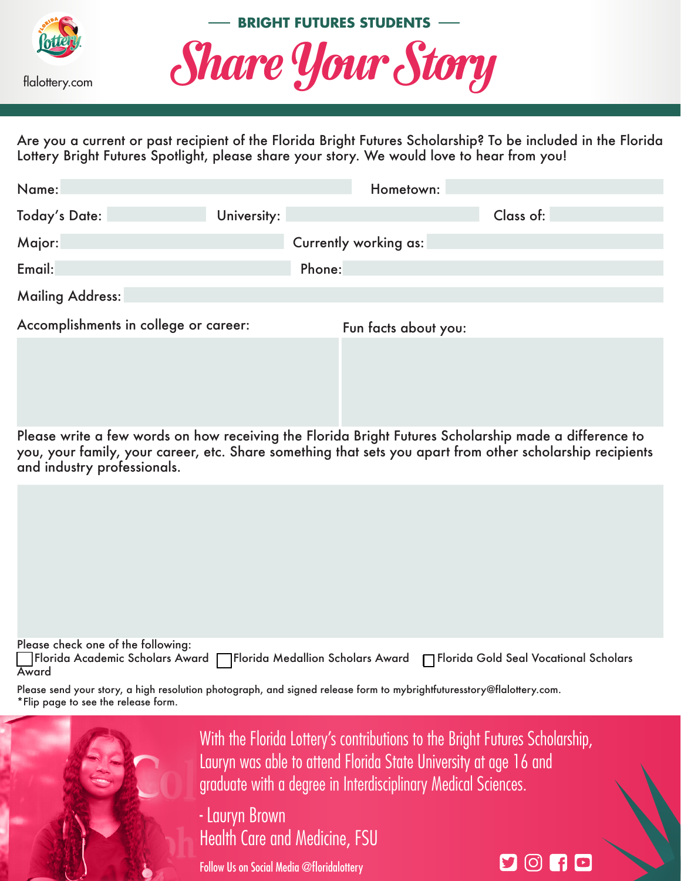flalottery.com

## — BRIGHT FUTURES STUDENTS —

# Share Your Story

Are you a current or past recipient of the Florida Bright Futures Scholarship? To be included in the Florida Lottery Bright Futures Spotlight, please share your story. We would love to hear from you!

Name: Hometown:

Today's Date: University: Class of:

Major: Currently working as:

Email: Phone:

Mailing Address:

Accomplishments in college or career:

Fun facts about you:

Please write a few words on how receiving the Florida Bright Futures Scholarship made a difference to you, your family, your career, etc. Share something that sets you apart from other scholarship recipients and industry professionals.

Please check one of the following:

☐ Florida Academic Scholars Award ☐ Florida Medallion Scholars Award ☐ Florida Gold Seal Vocational Scholars Award

Please send your story, a high resolution photograph, and signed release form to mybrightfuturesstory@flalottery.com.
*Flip page to see the release form.

With the Florida Lottery's contributions to the Bright Futures Scholarship, Lauryn was able to attend Florida State University at age 16 and graduate with a degree in Interdisciplinary Medical Sciences.

- Lauryn Brown
Health Care and Medicine, FSU

Follow Us on Social Media @floridalottery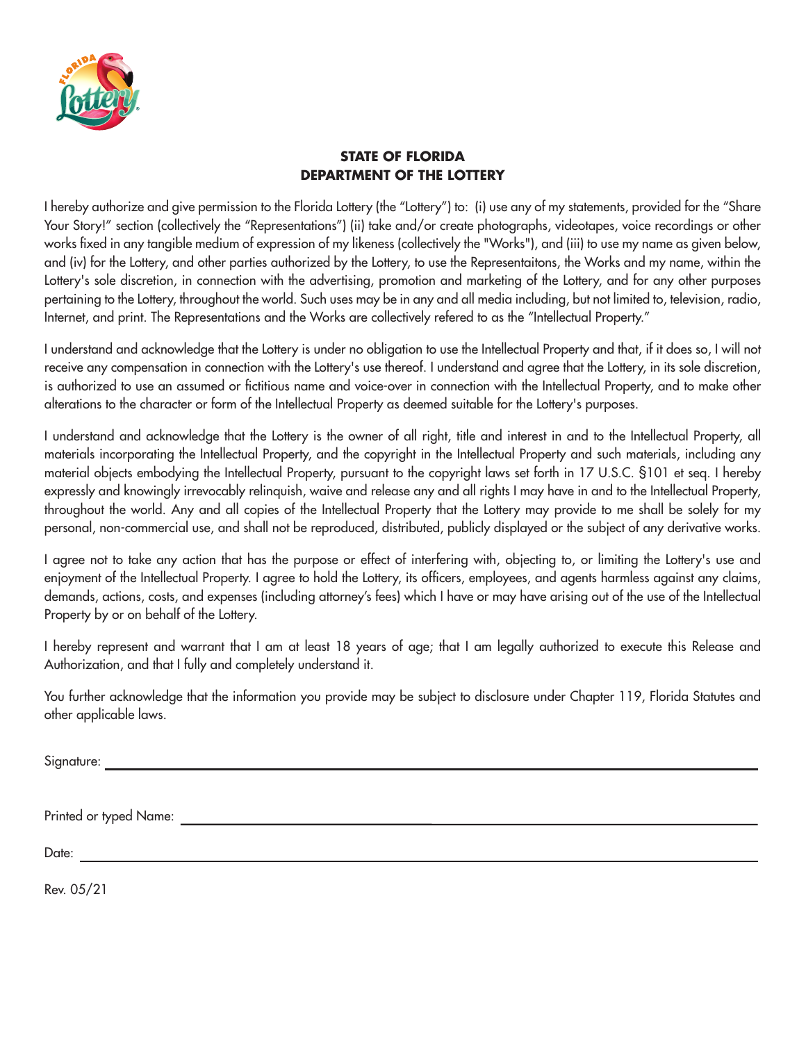**STATE OF FLORIDA**
**DEPARTMENT OF THE LOTTERY**

I hereby authorize and give permission to the Florida Lottery (the "Lottery") to: (i) use any of my statements, provided for the "Share Your Story!" section (collectively the "Representations") (ii) take and/or create photographs, videotapes, voice recordings or other works fixed in any tangible medium of expression of my likeness (collectively the "Works"), and (iii) to use my name as given below, and (iv) for the Lottery, and other parties authorized by the Lottery, to use the Representaitons, the Works and my name, within the Lottery's sole discretion, in connection with the advertising, promotion and marketing of the Lottery, and for any other purposes pertaining to the Lottery, throughout the world. Such uses may be in any and all media including, but not limited to, television, radio, Internet, and print. The Representations and the Works are collectively refered to as the "Intellectual Property."

I understand and acknowledge that the Lottery is under no obligation to use the Intellectual Property and that, if it does so, I will not receive any compensation in connection with the Lottery's use thereof. I understand and agree that the Lottery, in its sole discretion, is authorized to use an assumed or fictitious name and voice-over in connection with the Intellectual Property, and to make other alterations to the character or form of the Intellectual Property as deemed suitable for the Lottery's purposes.

I understand and acknowledge that the Lottery is the owner of all right, title and interest in and to the Intellectual Property, all materials incorporating the Intellectual Property, and the copyright in the Intellectual Property and such materials, including any material objects embodying the Intellectual Property, pursuant to the copyright laws set forth in 17 U.S.C. §101 et seq. I hereby expressly and knowingly irrevocably relinquish, waive and release any and all rights I may have in and to the Intellectual Property, throughout the world. Any and all copies of the Intellectual Property that the Lottery may provide to me shall be solely for my personal, non-commercial use, and shall not be reproduced, distributed, publicly displayed or the subject of any derivative works.

I agree not to take any action that has the purpose or effect of interfering with, objecting to, or limiting the Lottery's use and enjoyment of the Intellectual Property. I agree to hold the Lottery, its officers, employees, and agents harmless against any claims, demands, actions, costs, and expenses (including attorney's fees) which I have or may have arising out of the use of the Intellectual Property by or on behalf of the Lottery.

I hereby represent and warrant that I am at least 18 years of age; that I am legally authorized to execute this Release and Authorization, and that I fully and completely understand it.

You further acknowledge that the information you provide may be subject to disclosure under Chapter 119, Florida Statutes and other applicable laws.

Signature: ______________________________

Printed or typed Name: ______________________________

Date: ______________________________

Rev. 05/21